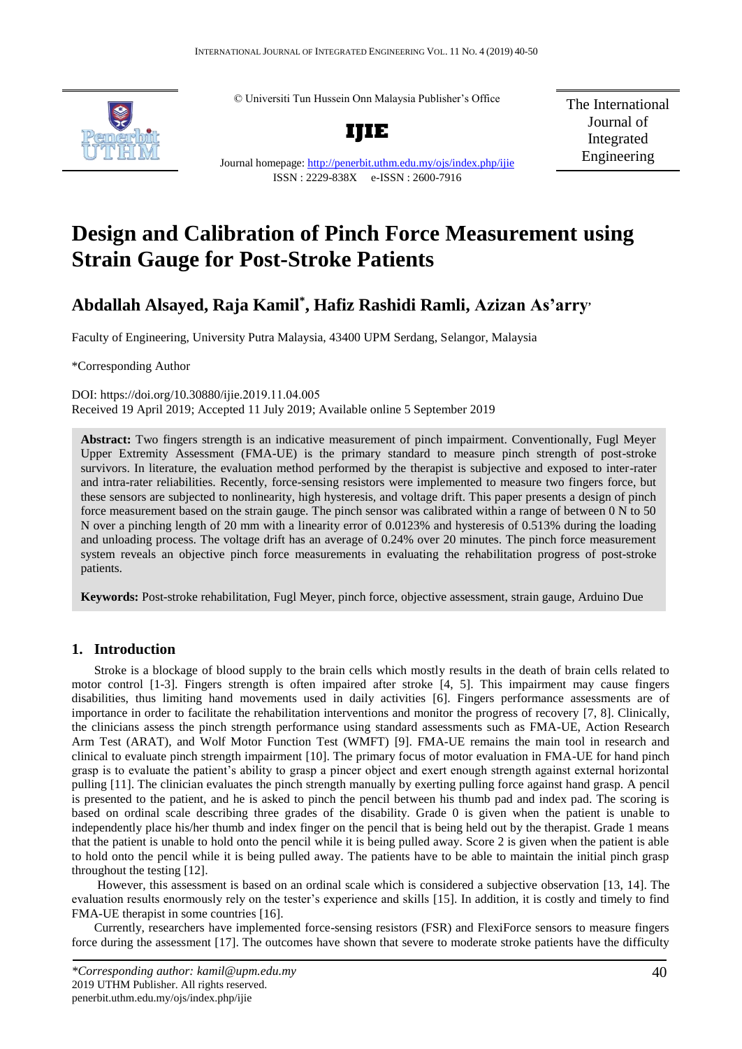© Universiti Tun Hussein Onn Malaysia Publisher's Office

**IJIE**

Journal homepage: http://penerbit.uthm.edu.my/ojs/index.php/ijie

ISSN : 2229-838X e-ISSN : 2600-7916

The International Journal of Integrated Engineering

# Design and Calibration of Pinch Force Measurement using Strain Gauge for Post-Stroke Patients

## Abdallah Alsayed, Raja Kamil*, Hafiz Rashidi Ramli, Azizan As'arry

Faculty of Engineering, University Putra Malaysia, 43400 UPM Serdang, Selangor, Malaysia

*Corresponding Author

DOI: https://doi.org/10.30880/ijie.2019.11.04.005

Received 19 April 2019; Accepted 11 July 2019; Available online 5 September 2019

**Abstract:** Two fingers strength is an indicative measurement of pinch impairment. Conventionally, Fugl Meyer Upper Extremity Assessment (FMA-UE) is the primary standard to measure pinch strength of post-stroke survivors. In literature, the evaluation method performed by the therapist is subjective and exposed to inter-rater and intra-rater reliabilities. Recently, force-sensing resistors were implemented to measure two fingers force, but these sensors are subjected to nonlinearity, high hysteresis, and voltage drift. This paper presents a design of pinch force measurement based on the strain gauge. The pinch sensor was calibrated within a range of between 0 N to 50 N over a pinching length of 20 mm with a linearity error of 0.0123% and hysteresis of 0.513% during the loading and unloading process. The voltage drift has an average of 0.24% over 20 minutes. The pinch force measurement system reveals an objective pinch force measurements in evaluating the rehabilitation progress of post-stroke patients.

**Keywords:** Post-stroke rehabilitation, Fugl Meyer, pinch force, objective assessment, strain gauge, Arduino Due

## 1. Introduction

Stroke is a blockage of blood supply to the brain cells which mostly results in the death of brain cells related to motor control [1-3]. Fingers strength is often impaired after stroke [4, 5]. This impairment may cause fingers disabilities, thus limiting hand movements used in daily activities [6]. Fingers performance assessments are of importance in order to facilitate the rehabilitation interventions and monitor the progress of recovery [7, 8]. Clinically, the clinicians assess the pinch strength performance using standard assessments such as FMA-UE, Action Research Arm Test (ARAT), and Wolf Motor Function Test (WMFT) [9]. FMA-UE remains the main tool in research and clinical to evaluate pinch strength impairment [10]. The primary focus of motor evaluation in FMA-UE for hand pinch grasp is to evaluate the patient's ability to grasp a pincer object and exert enough strength against external horizontal pulling [11]. The clinician evaluates the pinch strength manually by exerting pulling force against hand grasp. A pencil is presented to the patient, and he is asked to pinch the pencil between his thumb pad and index pad. The scoring is based on ordinal scale describing three grades of the disability. Grade 0 is given when the patient is unable to independently place his/her thumb and index finger on the pencil that is being held out by the therapist. Grade 1 means that the patient is unable to hold onto the pencil while it is being pulled away. Score 2 is given when the patient is able to hold onto the pencil while it is being pulled away. The patients have to be able to maintain the initial pinch grasp throughout the testing [12].

However, this assessment is based on an ordinal scale which is considered a subjective observation [13, 14]. The evaluation results enormously rely on the tester's experience and skills [15]. In addition, it is costly and timely to find FMA-UE therapist in some countries [16].

Currently, researchers have implemented force-sensing resistors (FSR) and FlexiForce sensors to measure fingers force during the assessment [17]. The outcomes have shown that severe to moderate stroke patients have the difficulty

*\*Corresponding author: kamil@upm.edu.my*
2019 UTHM Publisher. All rights reserved.
penerbit.uthm.edu.my/ojs/index.php/ijie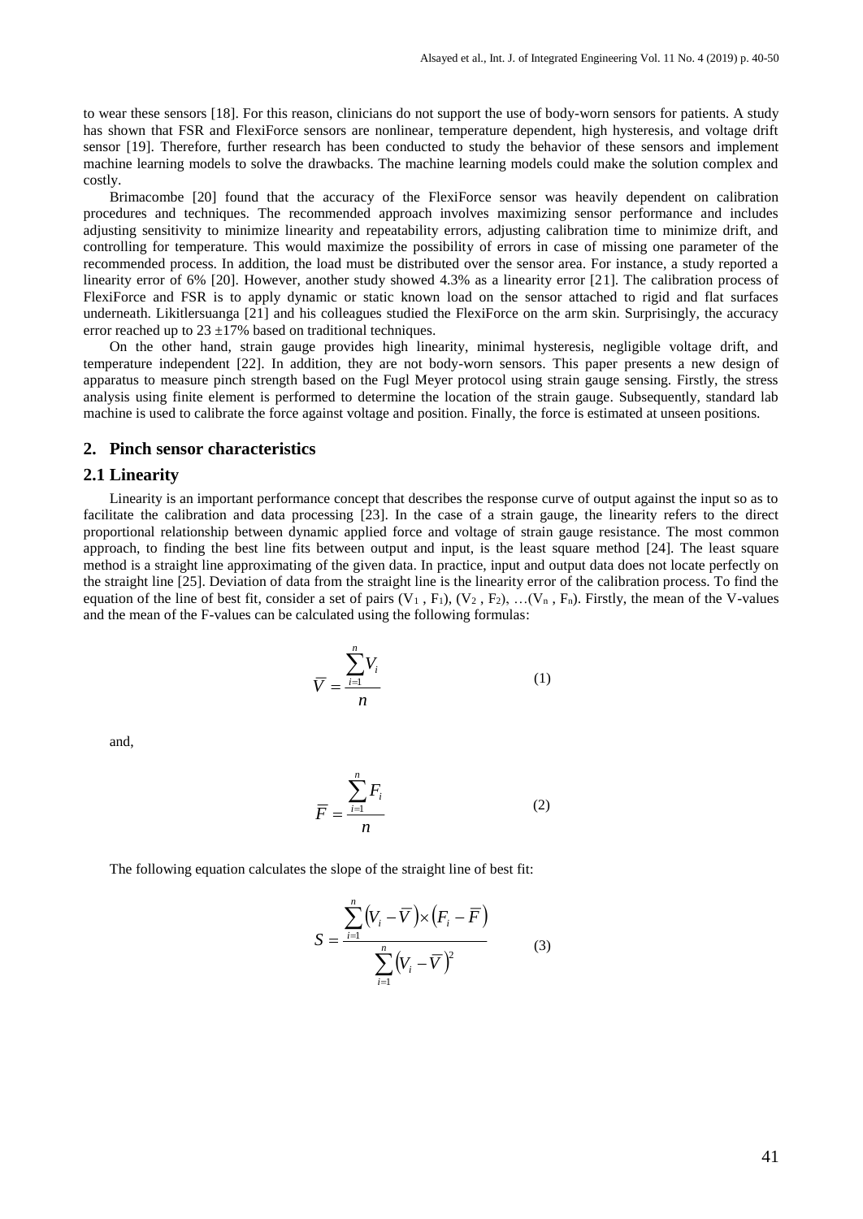to wear these sensors [18]. For this reason, clinicians do not support the use of body-worn sensors for patients. A study has shown that FSR and FlexiForce sensors are nonlinear, temperature dependent, high hysteresis, and voltage drift sensor [19]. Therefore, further research has been conducted to study the behavior of these sensors and implement machine learning models to solve the drawbacks. The machine learning models could make the solution complex and costly.

Brimacombe [20] found that the accuracy of the FlexiForce sensor was heavily dependent on calibration procedures and techniques. The recommended approach involves maximizing sensor performance and includes adjusting sensitivity to minimize linearity and repeatability errors, adjusting calibration time to minimize drift, and controlling for temperature. This would maximize the possibility of errors in case of missing one parameter of the recommended process. In addition, the load must be distributed over the sensor area. For instance, a study reported a linearity error of 6% [20]. However, another study showed 4.3% as a linearity error [21]. The calibration process of FlexiForce and FSR is to apply dynamic or static known load on the sensor attached to rigid and flat surfaces underneath. Likitlersuanga [21] and his colleagues studied the FlexiForce on the arm skin. Surprisingly, the accuracy error reached up to 23 ±17% based on traditional techniques.

On the other hand, strain gauge provides high linearity, minimal hysteresis, negligible voltage drift, and temperature independent [22]. In addition, they are not body-worn sensors. This paper presents a new design of apparatus to measure pinch strength based on the Fugl Meyer protocol using strain gauge sensing. Firstly, the stress analysis using finite element is performed to determine the location of the strain gauge. Subsequently, standard lab machine is used to calibrate the force against voltage and position. Finally, the force is estimated at unseen positions.

## 2. Pinch sensor characteristics

### 2.1 Linearity

Linearity is an important performance concept that describes the response curve of output against the input so as to facilitate the calibration and data processing [23]. In the case of a strain gauge, the linearity refers to the direct proportional relationship between dynamic applied force and voltage of strain gauge resistance. The most common approach, to finding the best line fits between output and input, is the least square method [24]. The least square method is a straight line approximating of the given data. In practice, input and output data does not locate perfectly on the straight line [25]. Deviation of data from the straight line is the linearity error of the calibration process. To find the equation of the line of best fit, consider a set of pairs $(V_1, F_1)$, $(V_2, F_2)$, …$(V_n, F_n)$. Firstly, the mean of the V-values and the mean of the F-values can be calculated using the following formulas:

$$\overline{V} = \frac{\sum_{i=1}^{n} V_i}{n} \tag{1}$$

and,

$$\overline{F} = \frac{\sum_{i=1}^{n} F_i}{n} \tag{2}$$

The following equation calculates the slope of the straight line of best fit:

$$S = \frac{\sum_{i=1}^{n} \left(V_i - \overline{V}\right) \times \left(F_i - \overline{F}\right)}{\sum_{i=1}^{n} \left(V_i - \overline{V}\right)^2} \tag{3}$$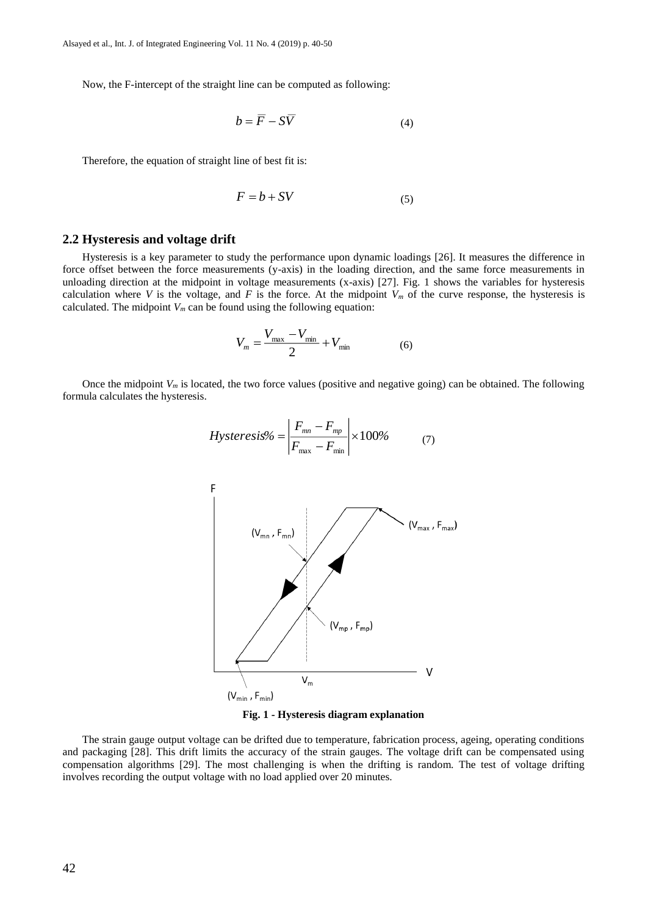Now, the F-intercept of the straight line can be computed as following:

$$b = \overline{F} - S\overline{V} \tag{4}$$

Therefore, the equation of straight line of best fit is:

$$F = b + SV \tag{5}$$

## 2.2 Hysteresis and voltage drift

Hysteresis is a key parameter to study the performance upon dynamic loadings [26]. It measures the difference in force offset between the force measurements (y-axis) in the loading direction, and the same force measurements in unloading direction at the midpoint in voltage measurements (x-axis) [27]. Fig. 1 shows the variables for hysteresis calculation where $V$ is the voltage, and $F$ is the force. At the midpoint $V_m$ of the curve response, the hysteresis is calculated. The midpoint $V_m$ can be found using the following equation:

$$V_m = \frac{V_{\max} - V_{\min}}{2} + V_{\min} \tag{6}$$

Once the midpoint $V_m$ is located, the two force values (positive and negative going) can be obtained. The following formula calculates the hysteresis.

$$Hysteresis\% = \left| \frac{F_{mn} - F_{mp}}{F_{\max} - F_{\min}} \right| \times 100\% \tag{7}$$

**Fig. 1 - Hysteresis diagram explanation**

The strain gauge output voltage can be drifted due to temperature, fabrication process, ageing, operating conditions and packaging [28]. This drift limits the accuracy of the strain gauges. The voltage drift can be compensated using compensation algorithms [29]. The most challenging is when the drifting is random. The test of voltage drifting involves recording the output voltage with no load applied over 20 minutes.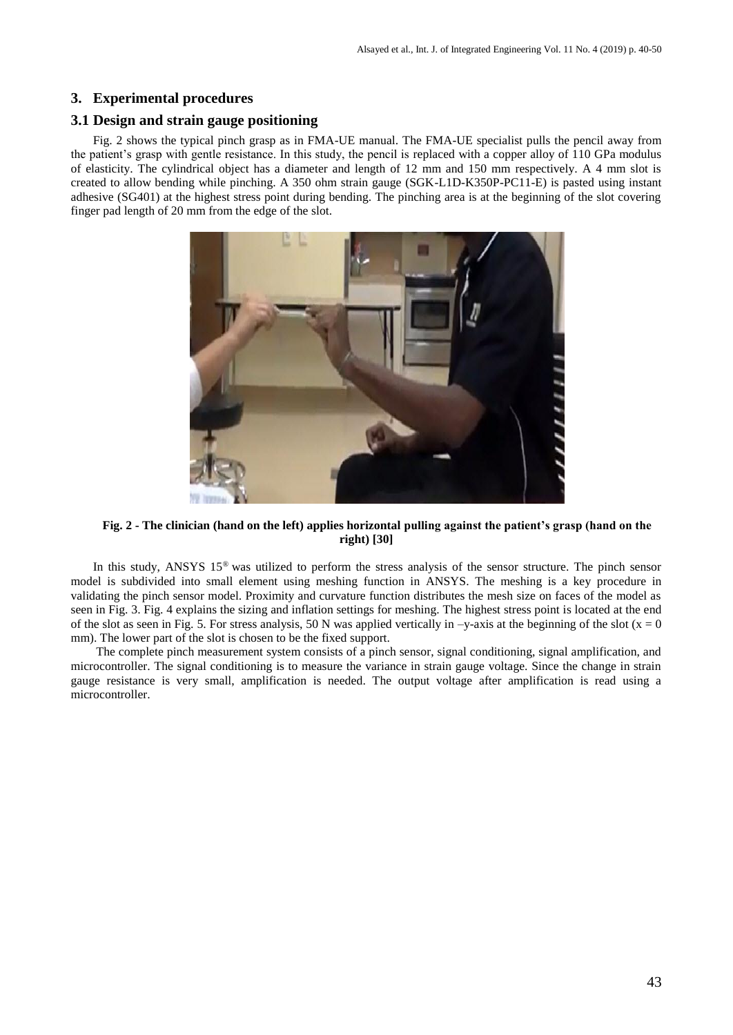## 3. Experimental procedures

### 3.1 Design and strain gauge positioning

Fig. 2 shows the typical pinch grasp as in FMA-UE manual. The FMA-UE specialist pulls the pencil away from the patient's grasp with gentle resistance. In this study, the pencil is replaced with a copper alloy of 110 GPa modulus of elasticity. The cylindrical object has a diameter and length of 12 mm and 150 mm respectively. A 4 mm slot is created to allow bending while pinching. A 350 ohm strain gauge (SGK-L1D-K350P-PC11-E) is pasted using instant adhesive (SG401) at the highest stress point during bending. The pinching area is at the beginning of the slot covering finger pad length of 20 mm from the edge of the slot.

**Fig. 2 - The clinician (hand on the left) applies horizontal pulling against the patient's grasp (hand on the right) [30]**

In this study, ANSYS 15® was utilized to perform the stress analysis of the sensor structure. The pinch sensor model is subdivided into small element using meshing function in ANSYS. The meshing is a key procedure in validating the pinch sensor model. Proximity and curvature function distributes the mesh size on faces of the model as seen in Fig. 3. Fig. 4 explains the sizing and inflation settings for meshing. The highest stress point is located at the end of the slot as seen in Fig. 5. For stress analysis, 50 N was applied vertically in –y-axis at the beginning of the slot ($x = 0$ mm). The lower part of the slot is chosen to be the fixed support.

The complete pinch measurement system consists of a pinch sensor, signal conditioning, signal amplification, and microcontroller. The signal conditioning is to measure the variance in strain gauge voltage. Since the change in strain gauge resistance is very small, amplification is needed. The output voltage after amplification is read using a microcontroller.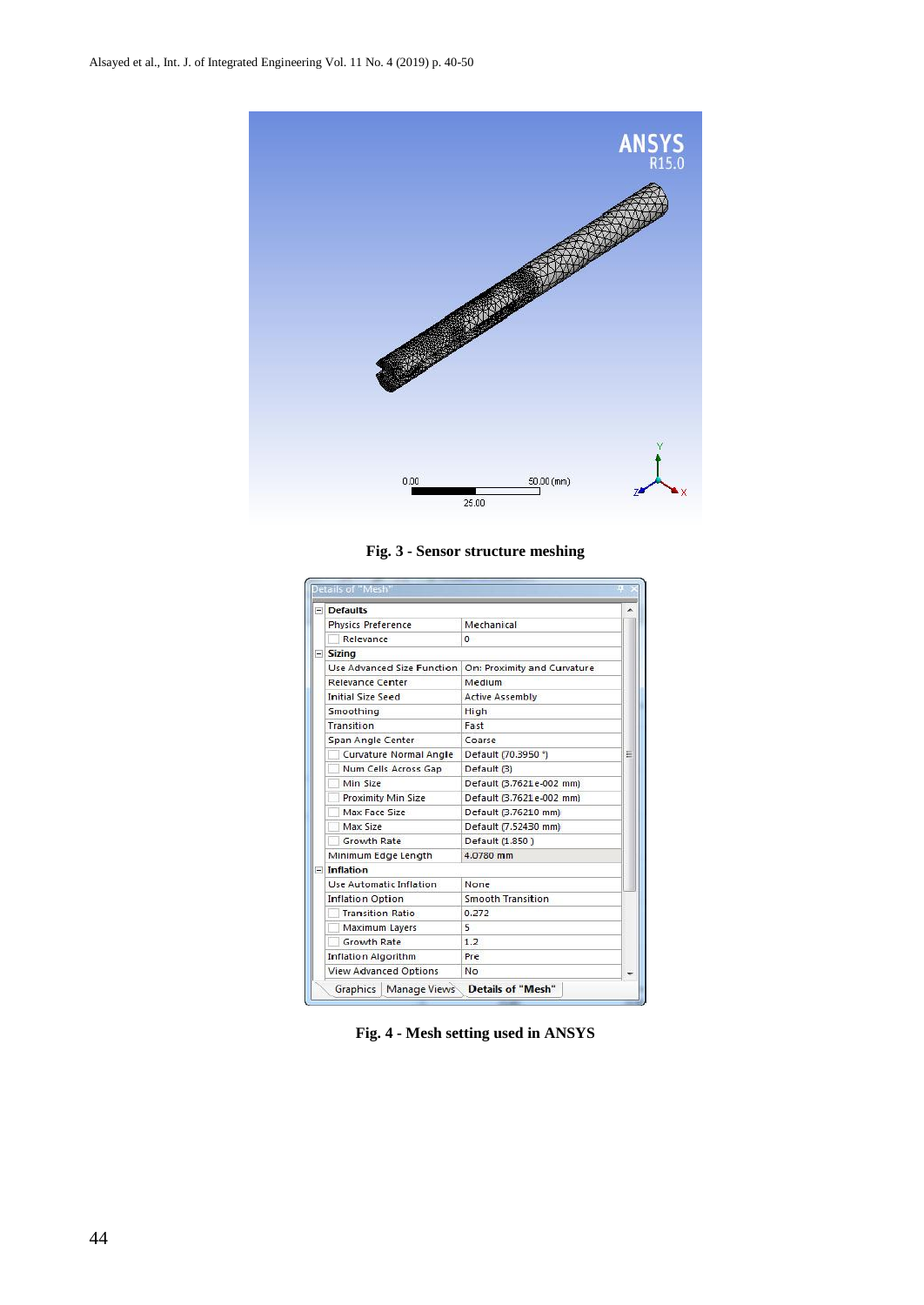**Fig. 3 - Sensor structure meshing**

| Details of "Mesh" | |
|---|---|
| **Defaults** | |
| Physics Preference | Mechanical |
| Relevance | 0 |
| **Sizing** | |
| Use Advanced Size Function | On: Proximity and Curvature |
| Relevance Center | Medium |
| Initial Size Seed | Active Assembly |
| Smoothing | High |
| Transition | Fast |
| Span Angle Center | Coarse |
| Curvature Normal Angle | Default (70.3950 °) |
| Num Cells Across Gap | Default (3) |
| Min Size | Default (3.7621e-002 mm) |
| Proximity Min Size | Default (3.7621e-002 mm) |
| Max Face Size | Default (3.76210 mm) |
| Max Size | Default (7.52430 mm) |
| Growth Rate | Default (1.850 ) |
| Minimum Edge Length | 4.0780 mm |
| **Inflation** | |
| Use Automatic Inflation | None |
| Inflation Option | Smooth Transition |
| Transition Ratio | 0.272 |
| Maximum Layers | 5 |
| Growth Rate | 1.2 |
| Inflation Algorithm | Pre |
| View Advanced Options | No |

**Fig. 4 - Mesh setting used in ANSYS**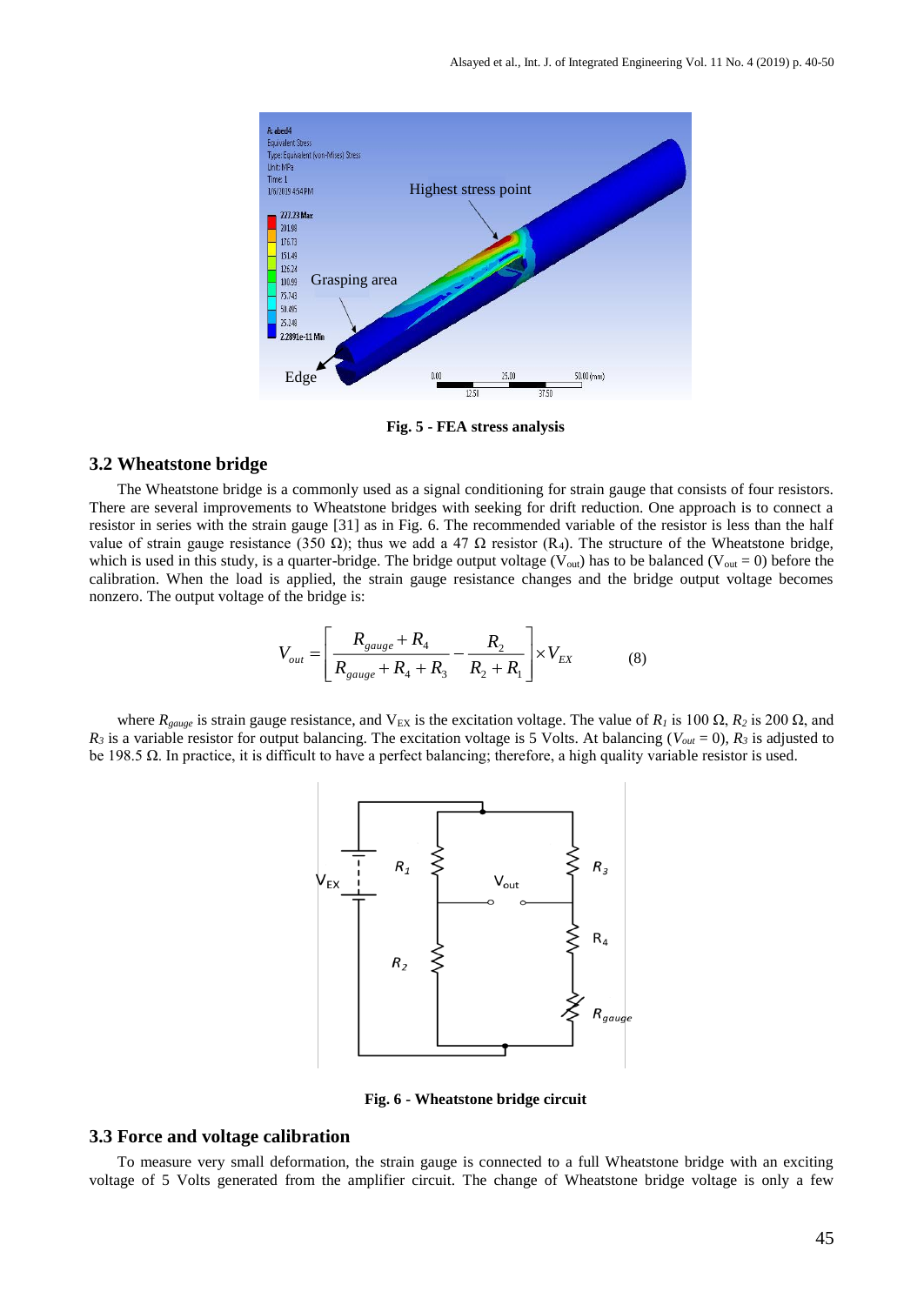Fig. 5 - FEA stress analysis

### 3.2 Wheatstone bridge

The Wheatstone bridge is a commonly used as a signal conditioning for strain gauge that consists of four resistors. There are several improvements to Wheatstone bridges with seeking for drift reduction. One approach is to connect a resistor in series with the strain gauge [31] as in Fig. 6. The recommended variable of the resistor is less than the half value of strain gauge resistance (350 Ω); thus we add a 47 Ω resistor ($R_4$). The structure of the Wheatstone bridge, which is used in this study, is a quarter-bridge. The bridge output voltage ($V_{out}$) has to be balanced ($V_{out} = 0$) before the calibration. When the load is applied, the strain gauge resistance changes and the bridge output voltage becomes nonzero. The output voltage of the bridge is:

$$V_{out} = \left[ \frac{R_{gauge} + R_4}{R_{gauge} + R_4 + R_3} - \frac{R_2}{R_2 + R_1} \right] \times V_{EX} \tag{8}$$

where $R_{gauge}$ is strain gauge resistance, and $V_{EX}$ is the excitation voltage. The value of $R_1$ is 100 Ω, $R_2$ is 200 Ω, and $R_3$ is a variable resistor for output balancing. The excitation voltage is 5 Volts. At balancing ($V_{out} = 0$), $R_3$ is adjusted to be 198.5 Ω. In practice, it is difficult to have a perfect balancing; therefore, a high quality variable resistor is used.

Fig. 6 - Wheatstone bridge circuit

### 3.3 Force and voltage calibration

To measure very small deformation, the strain gauge is connected to a full Wheatstone bridge with an exciting voltage of 5 Volts generated from the amplifier circuit. The change of Wheatstone bridge voltage is only a few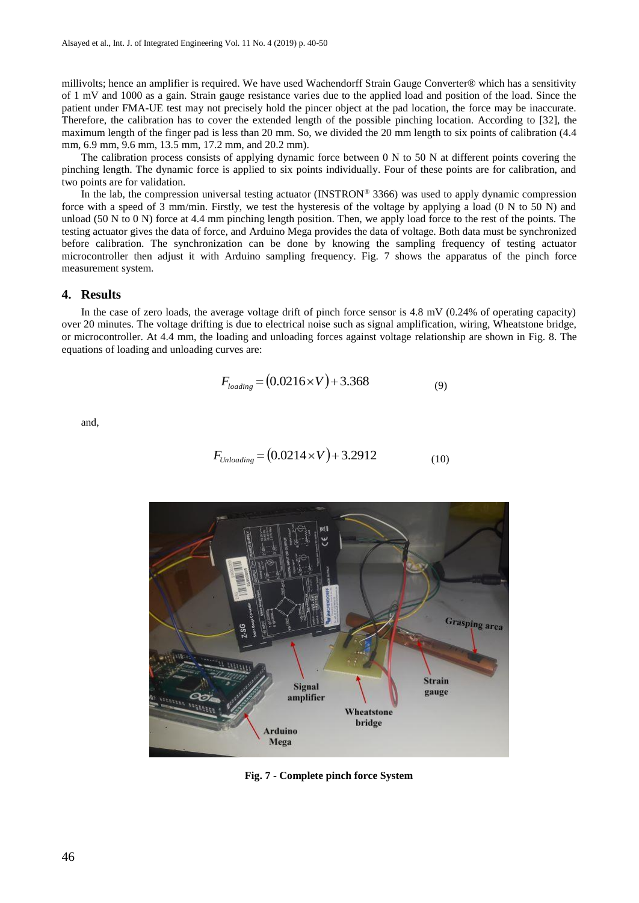millivolts; hence an amplifier is required. We have used Wachendorff Strain Gauge Converter® which has a sensitivity of 1 mV and 1000 as a gain. Strain gauge resistance varies due to the applied load and position of the load. Since the patient under FMA-UE test may not precisely hold the pincer object at the pad location, the force may be inaccurate. Therefore, the calibration has to cover the extended length of the possible pinching location. According to [32], the maximum length of the finger pad is less than 20 mm. So, we divided the 20 mm length to six points of calibration (4.4 mm, 6.9 mm, 9.6 mm, 13.5 mm, 17.2 mm, and 20.2 mm).

The calibration process consists of applying dynamic force between 0 N to 50 N at different points covering the pinching length. The dynamic force is applied to six points individually. Four of these points are for calibration, and two points are for validation.

In the lab, the compression universal testing actuator (INSTRON® 3366) was used to apply dynamic compression force with a speed of 3 mm/min. Firstly, we test the hysteresis of the voltage by applying a load (0 N to 50 N) and unload (50 N to 0 N) force at 4.4 mm pinching length position. Then, we apply load force to the rest of the points. The testing actuator gives the data of force, and Arduino Mega provides the data of voltage. Both data must be synchronized before calibration. The synchronization can be done by knowing the sampling frequency of testing actuator microcontroller then adjust it with Arduino sampling frequency. Fig. 7 shows the apparatus of the pinch force measurement system.

## 4. Results

In the case of zero loads, the average voltage drift of pinch force sensor is 4.8 mV (0.24% of operating capacity) over 20 minutes. The voltage drifting is due to electrical noise such as signal amplification, wiring, Wheatstone bridge, or microcontroller. At 4.4 mm, the loading and unloading forces against voltage relationship are shown in Fig. 8. The equations of loading and unloading curves are:

$$F_{loading} = (0.0216 \times V) + 3.368 \tag{9}$$

and,

$$F_{Unloading} = (0.0214 \times V) + 3.2912 \tag{10}$$

**Fig. 7 - Complete pinch force System**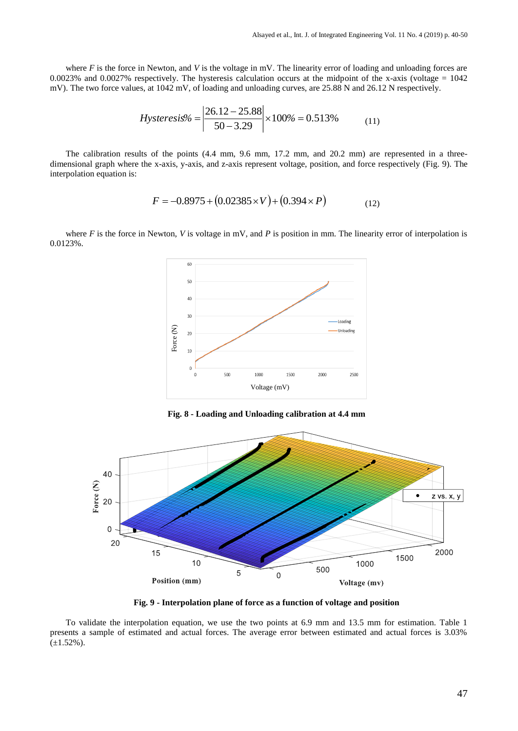where $F$ is the force in Newton, and $V$ is the voltage in mV. The linearity error of loading and unloading forces are 0.0023% and 0.0027% respectively. The hysteresis calculation occurs at the midpoint of the x-axis (voltage = 1042 mV). The two force values, at 1042 mV, of loading and unloading curves, are 25.88 N and 26.12 N respectively.

$$Hysteresis\% = \left| \frac{26.12 - 25.88}{50 - 3.29} \right| \times 100\% = 0.513\% \qquad (11)$$

The calibration results of the points (4.4 mm, 9.6 mm, 17.2 mm, and 20.2 mm) are represented in a three-dimensional graph where the x-axis, y-axis, and z-axis represent voltage, position, and force respectively (Fig. 9). The interpolation equation is:

$$F = -0.8975 + (0.02385 \times V) + (0.394 \times P) \qquad (12)$$

where $F$ is the force in Newton, $V$ is voltage in mV, and $P$ is position in mm. The linearity error of interpolation is 0.0123%.

**Fig. 8 - Loading and Unloading calibration at 4.4 mm**

**Fig. 9 - Interpolation plane of force as a function of voltage and position**

To validate the interpolation equation, we use the two points at 6.9 mm and 13.5 mm for estimation. Table 1 presents a sample of estimated and actual forces. The average error between estimated and actual forces is 3.03% (±1.52%).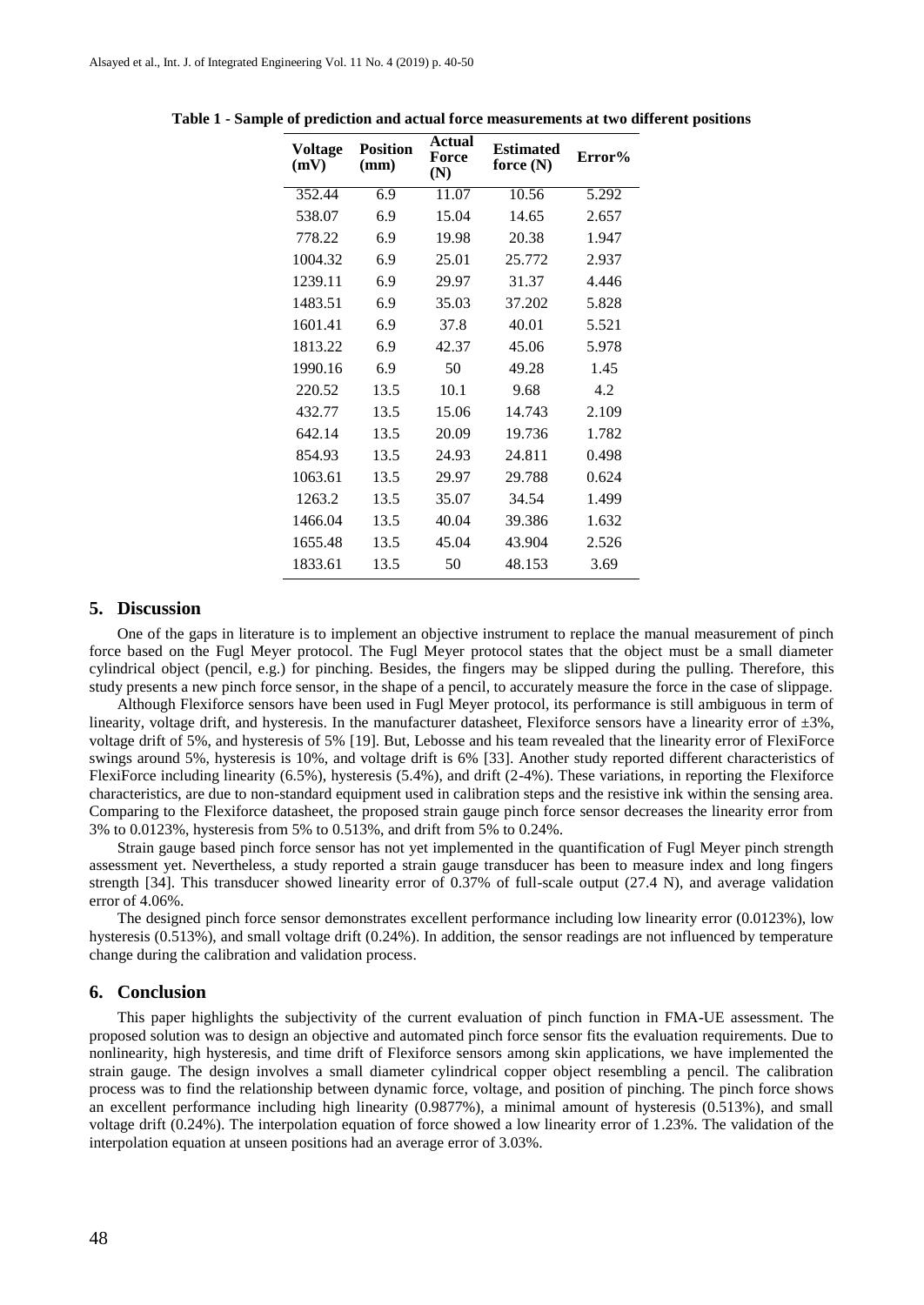**Table 1 - Sample of prediction and actual force measurements at two different positions**

| Voltage (mV) | Position (mm) | Actual Force (N) | Estimated force (N) | Error% |
|---|---|---|---|---|
| 352.44 | 6.9 | 11.07 | 10.56 | 5.292 |
| 538.07 | 6.9 | 15.04 | 14.65 | 2.657 |
| 778.22 | 6.9 | 19.98 | 20.38 | 1.947 |
| 1004.32 | 6.9 | 25.01 | 25.772 | 2.937 |
| 1239.11 | 6.9 | 29.97 | 31.37 | 4.446 |
| 1483.51 | 6.9 | 35.03 | 37.202 | 5.828 |
| 1601.41 | 6.9 | 37.8 | 40.01 | 5.521 |
| 1813.22 | 6.9 | 42.37 | 45.06 | 5.978 |
| 1990.16 | 6.9 | 50 | 49.28 | 1.45 |
| 220.52 | 13.5 | 10.1 | 9.68 | 4.2 |
| 432.77 | 13.5 | 15.06 | 14.743 | 2.109 |
| 642.14 | 13.5 | 20.09 | 19.736 | 1.782 |
| 854.93 | 13.5 | 24.93 | 24.811 | 0.498 |
| 1063.61 | 13.5 | 29.97 | 29.788 | 0.624 |
| 1263.2 | 13.5 | 35.07 | 34.54 | 1.499 |
| 1466.04 | 13.5 | 40.04 | 39.386 | 1.632 |
| 1655.48 | 13.5 | 45.04 | 43.904 | 2.526 |
| 1833.61 | 13.5 | 50 | 48.153 | 3.69 |

## 5. Discussion

One of the gaps in literature is to implement an objective instrument to replace the manual measurement of pinch force based on the Fugl Meyer protocol. The Fugl Meyer protocol states that the object must be a small diameter cylindrical object (pencil, e.g.) for pinching. Besides, the fingers may be slipped during the pulling. Therefore, this study presents a new pinch force sensor, in the shape of a pencil, to accurately measure the force in the case of slippage.

Although Flexiforce sensors have been used in Fugl Meyer protocol, its performance is still ambiguous in term of linearity, voltage drift, and hysteresis. In the manufacturer datasheet, Flexiforce sensors have a linearity error of ±3%, voltage drift of 5%, and hysteresis of 5% [19]. But, Lebosse and his team revealed that the linearity error of FlexiForce swings around 5%, hysteresis is 10%, and voltage drift is 6% [33]. Another study reported different characteristics of FlexiForce including linearity (6.5%), hysteresis (5.4%), and drift (2-4%). These variations, in reporting the Flexiforce characteristics, are due to non-standard equipment used in calibration steps and the resistive ink within the sensing area. Comparing to the Flexiforce datasheet, the proposed strain gauge pinch force sensor decreases the linearity error from 3% to 0.0123%, hysteresis from 5% to 0.513%, and drift from 5% to 0.24%.

Strain gauge based pinch force sensor has not yet implemented in the quantification of Fugl Meyer pinch strength assessment yet. Nevertheless, a study reported a strain gauge transducer has been to measure index and long fingers strength [34]. This transducer showed linearity error of 0.37% of full-scale output (27.4 N), and average validation error of 4.06%.

The designed pinch force sensor demonstrates excellent performance including low linearity error (0.0123%), low hysteresis (0.513%), and small voltage drift (0.24%). In addition, the sensor readings are not influenced by temperature change during the calibration and validation process.

## 6. Conclusion

This paper highlights the subjectivity of the current evaluation of pinch function in FMA-UE assessment. The proposed solution was to design an objective and automated pinch force sensor fits the evaluation requirements. Due to nonlinearity, high hysteresis, and time drift of Flexiforce sensors among skin applications, we have implemented the strain gauge. The design involves a small diameter cylindrical copper object resembling a pencil. The calibration process was to find the relationship between dynamic force, voltage, and position of pinching. The pinch force shows an excellent performance including high linearity (0.9877%), a minimal amount of hysteresis (0.513%), and small voltage drift (0.24%). The interpolation equation of force showed a low linearity error of 1.23%. The validation of the interpolation equation at unseen positions had an average error of 3.03%.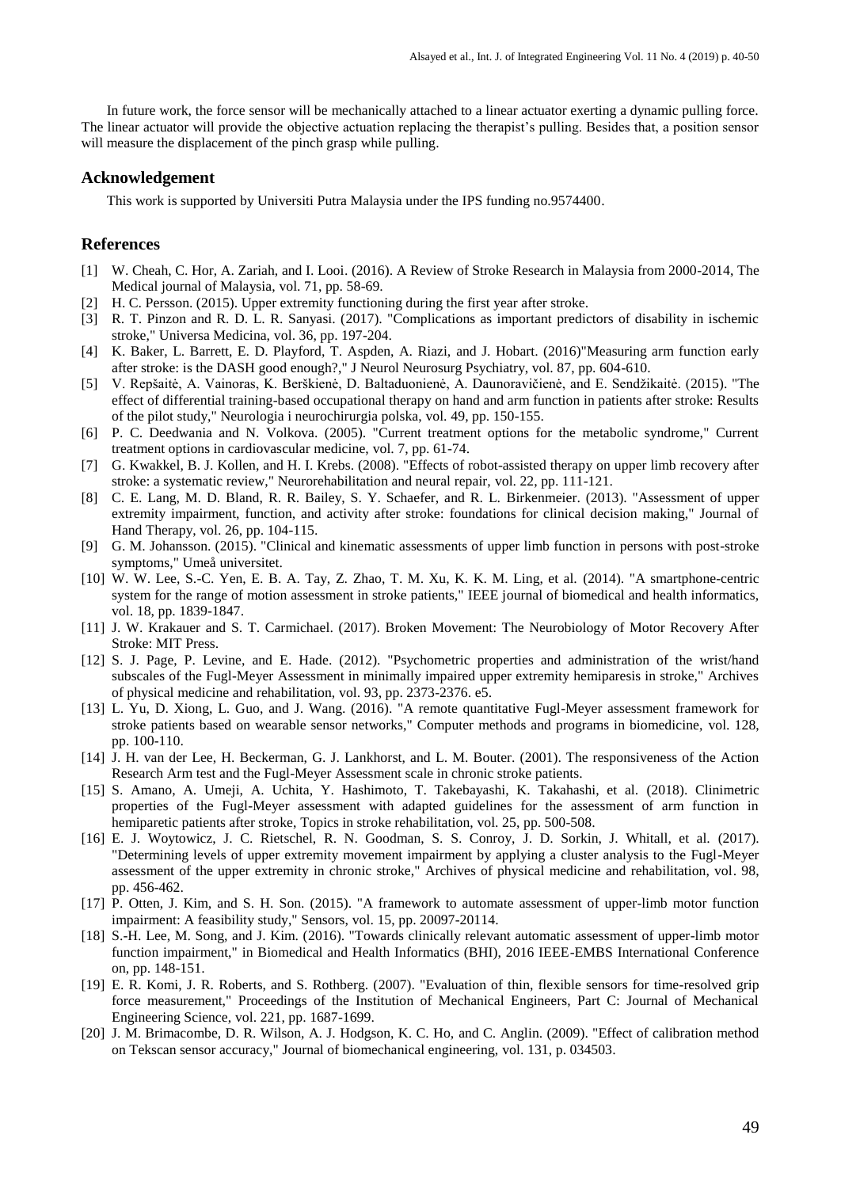In future work, the force sensor will be mechanically attached to a linear actuator exerting a dynamic pulling force. The linear actuator will provide the objective actuation replacing the therapist's pulling. Besides that, a position sensor will measure the displacement of the pinch grasp while pulling.

## Acknowledgement

This work is supported by Universiti Putra Malaysia under the IPS funding no.9574400.

## References

[1] W. Cheah, C. Hor, A. Zariah, and I. Looi. (2016). A Review of Stroke Research in Malaysia from 2000-2014, The Medical journal of Malaysia, vol. 71, pp. 58-69.

[2] H. C. Persson. (2015). Upper extremity functioning during the first year after stroke.

[3] R. T. Pinzon and R. D. L. R. Sanyasi. (2017). "Complications as important predictors of disability in ischemic stroke," Universa Medicina, vol. 36, pp. 197-204.

[4] K. Baker, L. Barrett, E. D. Playford, T. Aspden, A. Riazi, and J. Hobart. (2016)"Measuring arm function early after stroke: is the DASH good enough?," J Neurol Neurosurg Psychiatry, vol. 87, pp. 604-610.

[5] V. Repšaitė, A. Vainoras, K. Berškienė, D. Baltaduonienė, A. Daunoravičienė, and E. Sendžikaitė. (2015). "The effect of differential training-based occupational therapy on hand and arm function in patients after stroke: Results of the pilot study," Neurologia i neurochirurgia polska, vol. 49, pp. 150-155.

[6] P. C. Deedwania and N. Volkova. (2005). "Current treatment options for the metabolic syndrome," Current treatment options in cardiovascular medicine, vol. 7, pp. 61-74.

[7] G. Kwakkel, B. J. Kollen, and H. I. Krebs. (2008). "Effects of robot-assisted therapy on upper limb recovery after stroke: a systematic review," Neurorehabilitation and neural repair, vol. 22, pp. 111-121.

[8] C. E. Lang, M. D. Bland, R. R. Bailey, S. Y. Schaefer, and R. L. Birkenmeier. (2013). "Assessment of upper extremity impairment, function, and activity after stroke: foundations for clinical decision making," Journal of Hand Therapy, vol. 26, pp. 104-115.

[9] G. M. Johansson. (2015). "Clinical and kinematic assessments of upper limb function in persons with post-stroke symptoms," Umeå universitet.

[10] W. W. Lee, S.-C. Yen, E. B. A. Tay, Z. Zhao, T. M. Xu, K. K. M. Ling, et al. (2014). "A smartphone-centric system for the range of motion assessment in stroke patients," IEEE journal of biomedical and health informatics, vol. 18, pp. 1839-1847.

[11] J. W. Krakauer and S. T. Carmichael. (2017). Broken Movement: The Neurobiology of Motor Recovery After Stroke: MIT Press.

[12] S. J. Page, P. Levine, and E. Hade. (2012). "Psychometric properties and administration of the wrist/hand subscales of the Fugl-Meyer Assessment in minimally impaired upper extremity hemiparesis in stroke," Archives of physical medicine and rehabilitation, vol. 93, pp. 2373-2376. e5.

[13] L. Yu, D. Xiong, L. Guo, and J. Wang. (2016). "A remote quantitative Fugl-Meyer assessment framework for stroke patients based on wearable sensor networks," Computer methods and programs in biomedicine, vol. 128, pp. 100-110.

[14] J. H. van der Lee, H. Beckerman, G. J. Lankhorst, and L. M. Bouter. (2001). The responsiveness of the Action Research Arm test and the Fugl-Meyer Assessment scale in chronic stroke patients.

[15] S. Amano, A. Umeji, A. Uchita, Y. Hashimoto, T. Takebayashi, K. Takahashi, et al. (2018). Clinimetric properties of the Fugl-Meyer assessment with adapted guidelines for the assessment of arm function in hemiparetic patients after stroke, Topics in stroke rehabilitation, vol. 25, pp. 500-508.

[16] E. J. Woytowicz, J. C. Rietschel, R. N. Goodman, S. S. Conroy, J. D. Sorkin, J. Whitall, et al. (2017). "Determining levels of upper extremity movement impairment by applying a cluster analysis to the Fugl-Meyer assessment of the upper extremity in chronic stroke," Archives of physical medicine and rehabilitation, vol. 98, pp. 456-462.

[17] P. Otten, J. Kim, and S. H. Son. (2015). "A framework to automate assessment of upper-limb motor function impairment: A feasibility study," Sensors, vol. 15, pp. 20097-20114.

[18] S.-H. Lee, M. Song, and J. Kim. (2016). "Towards clinically relevant automatic assessment of upper-limb motor function impairment," in Biomedical and Health Informatics (BHI), 2016 IEEE-EMBS International Conference on, pp. 148-151.

[19] E. R. Komi, J. R. Roberts, and S. Rothberg. (2007). "Evaluation of thin, flexible sensors for time-resolved grip force measurement," Proceedings of the Institution of Mechanical Engineers, Part C: Journal of Mechanical Engineering Science, vol. 221, pp. 1687-1699.

[20] J. M. Brimacombe, D. R. Wilson, A. J. Hodgson, K. C. Ho, and C. Anglin. (2009). "Effect of calibration method on Tekscan sensor accuracy," Journal of biomechanical engineering, vol. 131, p. 034503.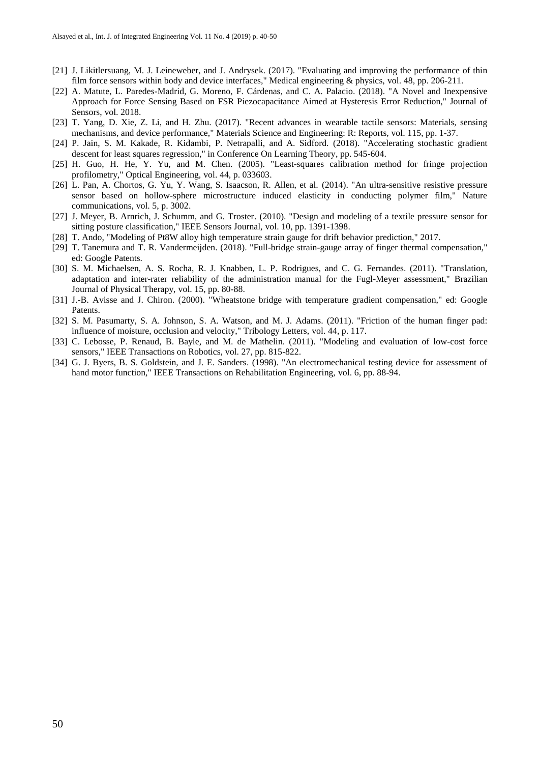[21] J. Likitlersuang, M. J. Leineweber, and J. Andrysek. (2017). "Evaluating and improving the performance of thin film force sensors within body and device interfaces," Medical engineering & physics, vol. 48, pp. 206-211.

[22] A. Matute, L. Paredes-Madrid, G. Moreno, F. Cárdenas, and C. A. Palacio. (2018). "A Novel and Inexpensive Approach for Force Sensing Based on FSR Piezocapacitance Aimed at Hysteresis Error Reduction," Journal of Sensors, vol. 2018.

[23] T. Yang, D. Xie, Z. Li, and H. Zhu. (2017). "Recent advances in wearable tactile sensors: Materials, sensing mechanisms, and device performance," Materials Science and Engineering: R: Reports, vol. 115, pp. 1-37.

[24] P. Jain, S. M. Kakade, R. Kidambi, P. Netrapalli, and A. Sidford. (2018). "Accelerating stochastic gradient descent for least squares regression," in Conference On Learning Theory, pp. 545-604.

[25] H. Guo, H. He, Y. Yu, and M. Chen. (2005). "Least-squares calibration method for fringe projection profilometry," Optical Engineering, vol. 44, p. 033603.

[26] L. Pan, A. Chortos, G. Yu, Y. Wang, S. Isaacson, R. Allen, et al. (2014). "An ultra-sensitive resistive pressure sensor based on hollow-sphere microstructure induced elasticity in conducting polymer film," Nature communications, vol. 5, p. 3002.

[27] J. Meyer, B. Arnrich, J. Schumm, and G. Troster. (2010). "Design and modeling of a textile pressure sensor for sitting posture classification," IEEE Sensors Journal, vol. 10, pp. 1391-1398.

[28] T. Ando, "Modeling of Pt8W alloy high temperature strain gauge for drift behavior prediction," 2017.

[29] T. Tanemura and T. R. Vandermeijden. (2018). "Full-bridge strain-gauge array of finger thermal compensation," ed: Google Patents.

[30] S. M. Michaelsen, A. S. Rocha, R. J. Knabben, L. P. Rodrigues, and C. G. Fernandes. (2011). "Translation, adaptation and inter-rater reliability of the administration manual for the Fugl-Meyer assessment," Brazilian Journal of Physical Therapy, vol. 15, pp. 80-88.

[31] J.-B. Avisse and J. Chiron. (2000). "Wheatstone bridge with temperature gradient compensation," ed: Google Patents.

[32] S. M. Pasumarty, S. A. Johnson, S. A. Watson, and M. J. Adams. (2011). "Friction of the human finger pad: influence of moisture, occlusion and velocity," Tribology Letters, vol. 44, p. 117.

[33] C. Lebosse, P. Renaud, B. Bayle, and M. de Mathelin. (2011). "Modeling and evaluation of low-cost force sensors," IEEE Transactions on Robotics, vol. 27, pp. 815-822.

[34] G. J. Byers, B. S. Goldstein, and J. E. Sanders. (1998). "An electromechanical testing device for assessment of hand motor function," IEEE Transactions on Rehabilitation Engineering, vol. 6, pp. 88-94.